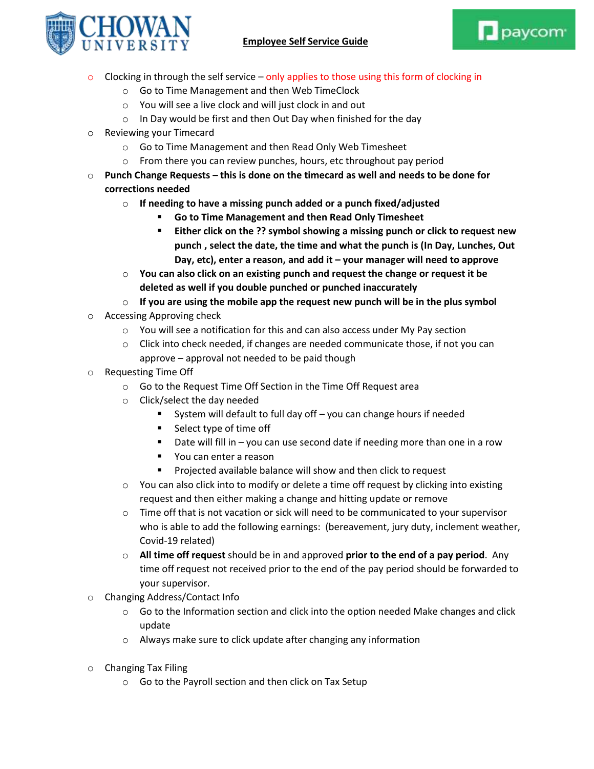**Employee Self Service Guide**

- Clocking in through the self service – only applies to those using this form of clocking in
  - Go to Time Management and then Web TimeClock
  - You will see a live clock and will just clock in and out
  - In Day would be first and then Out Day when finished for the day
- Reviewing your Timecard
  - Go to Time Management and then Read Only Web Timesheet
  - From there you can review punches, hours, etc throughout pay period
- **Punch Change Requests – this is done on the timecard as well and needs to be done for corrections needed**
  - **If needing to have a missing punch added or a punch fixed/adjusted**
    - **Go to Time Management and then Read Only Timesheet**
    - **Either click on the ?? symbol showing a missing punch or click to request new punch , select the date, the time and what the punch is (In Day, Lunches, Out Day, etc), enter a reason, and add it – your manager will need to approve**
  - **You can also click on an existing punch and request the change or request it be deleted as well if you double punched or punched inaccurately**
  - **If you are using the mobile app the request new punch will be in the plus symbol**
- Accessing Approving check
  - You will see a notification for this and can also access under My Pay section
  - Click into check needed, if changes are needed communicate those, if not you can approve – approval not needed to be paid though
- Requesting Time Off
  - Go to the Request Time Off Section in the Time Off Request area
  - Click/select the day needed
    - System will default to full day off – you can change hours if needed
    - Select type of time off
    - Date will fill in – you can use second date if needing more than one in a row
    - You can enter a reason
    - Projected available balance will show and then click to request
  - You can also click into to modify or delete a time off request by clicking into existing request and then either making a change and hitting update or remove
  - Time off that is not vacation or sick will need to be communicated to your supervisor who is able to add the following earnings: (bereavement, jury duty, inclement weather, Covid-19 related)
  - **All time off request** should be in and approved **prior to the end of a pay period**. Any time off request not received prior to the end of the pay period should be forwarded to your supervisor.
- Changing Address/Contact Info
  - Go to the Information section and click into the option needed Make changes and click update
  - Always make sure to click update after changing any information
- Changing Tax Filing
  - Go to the Payroll section and then click on Tax Setup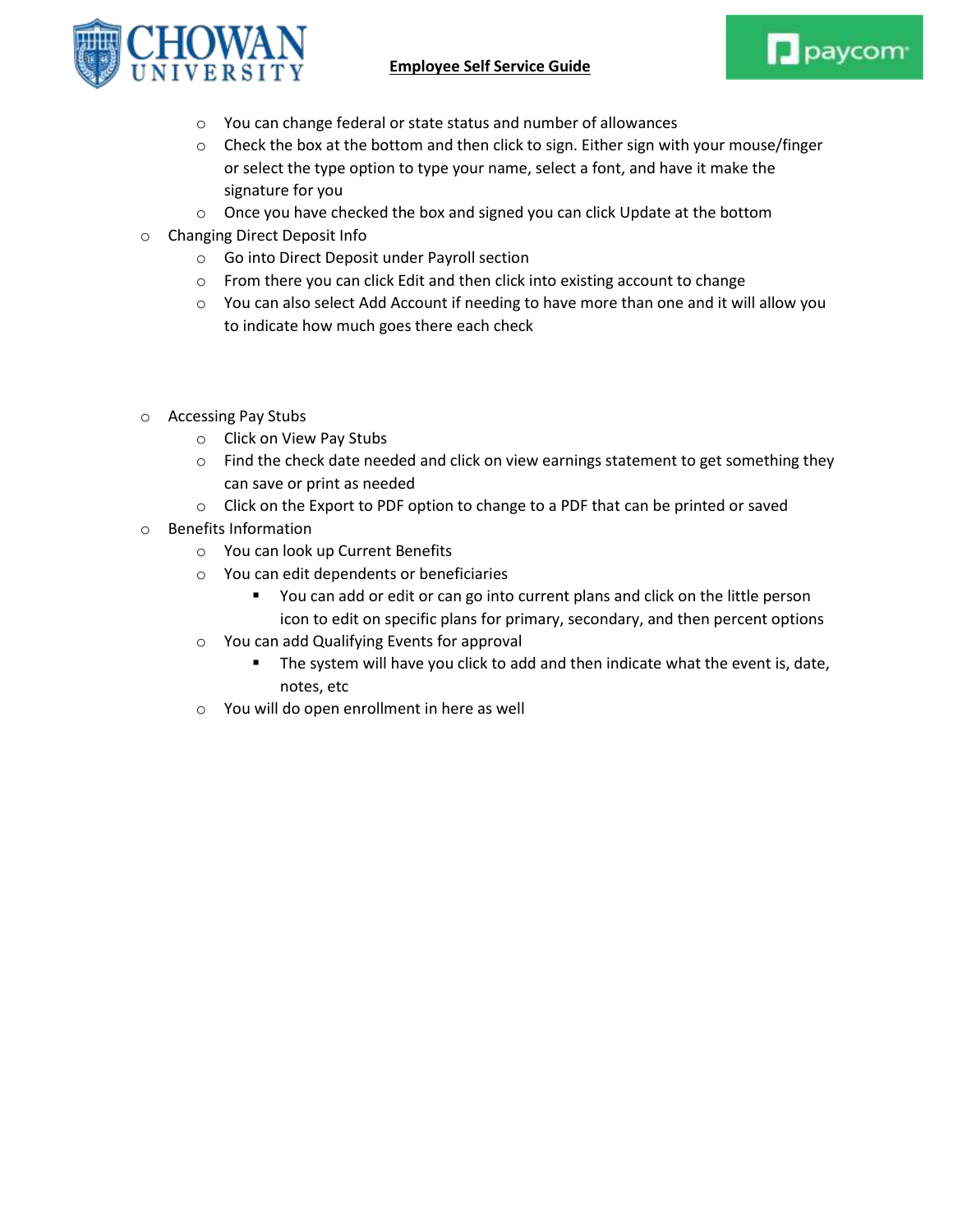- You can change federal or state status and number of allowances
  - Check the box at the bottom and then click to sign. Either sign with your mouse/finger or select the type option to type your name, select a font, and have it make the signature for you
  - Once you have checked the box and signed you can click Update at the bottom
- Changing Direct Deposit Info
  - Go into Direct Deposit under Payroll section
  - From there you can click Edit and then click into existing account to change
  - You can also select Add Account if needing to have more than one and it will allow you to indicate how much goes there each check
- Accessing Pay Stubs
  - Click on View Pay Stubs
  - Find the check date needed and click on view earnings statement to get something they can save or print as needed
  - Click on the Export to PDF option to change to a PDF that can be printed or saved
- Benefits Information
  - You can look up Current Benefits
  - You can edit dependents or beneficiaries
    - You can add or edit or can go into current plans and click on the little person icon to edit on specific plans for primary, secondary, and then percent options
  - You can add Qualifying Events for approval
    - The system will have you click to add and then indicate what the event is, date, notes, etc
  - You will do open enrollment in here as well